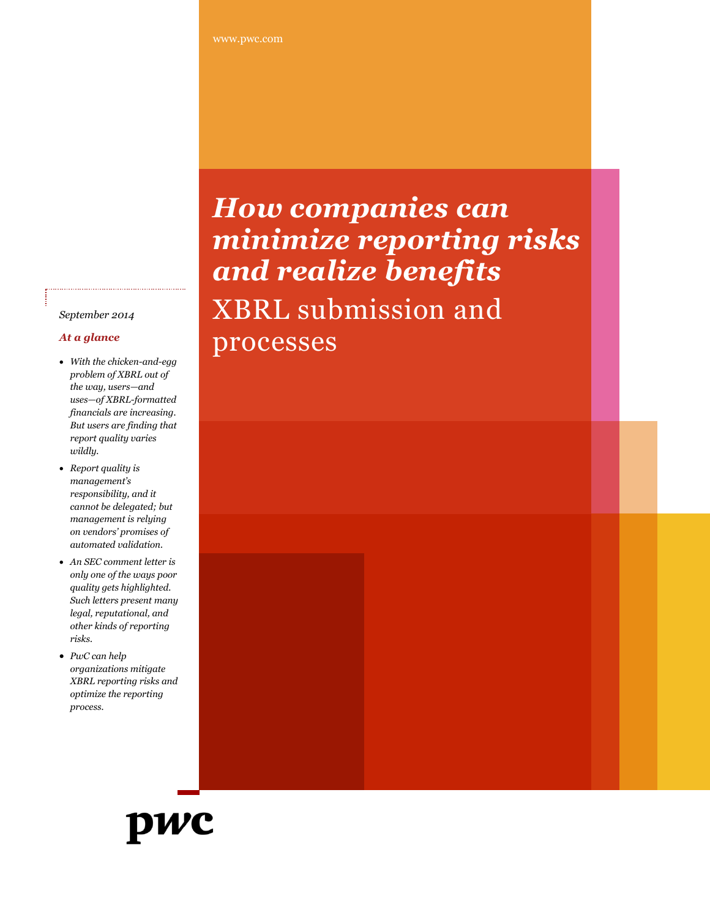www.pwc.com

# *How companies can minimize reporting risks and realize benefits*

## XBRL submission and processes

*September 2014*

***At a glance***

- *With the chicken-and-egg problem of XBRL out of the way, users—and uses—of XBRL-formatted financials are increasing. But users are finding that report quality varies wildly.*
- *Report quality is management's responsibility, and it cannot be delegated; but management is relying on vendors' promises of automated validation.*
- *An SEC comment letter is only one of the ways poor quality gets highlighted. Such letters present many legal, reputational, and other kinds of reporting risks.*
- *PwC can help organizations mitigate XBRL reporting risks and optimize the reporting process.*

pwc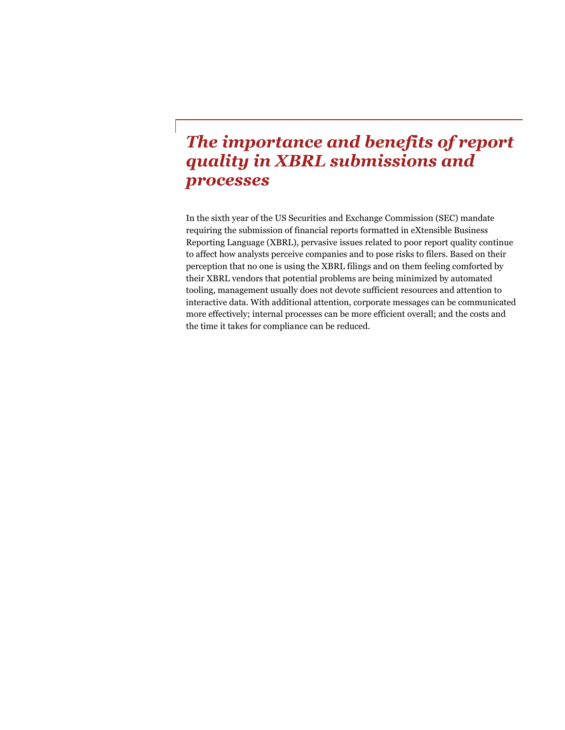# *The importance and benefits of report quality in XBRL submissions and processes*

In the sixth year of the US Securities and Exchange Commission (SEC) mandate requiring the submission of financial reports formatted in eXtensible Business Reporting Language (XBRL), pervasive issues related to poor report quality continue to affect how analysts perceive companies and to pose risks to filers. Based on their perception that no one is using the XBRL filings and on them feeling comforted by their XBRL vendors that potential problems are being minimized by automated tooling, management usually does not devote sufficient resources and attention to interactive data. With additional attention, corporate messages can be communicated more effectively; internal processes can be more efficient overall; and the costs and the time it takes for compliance can be reduced.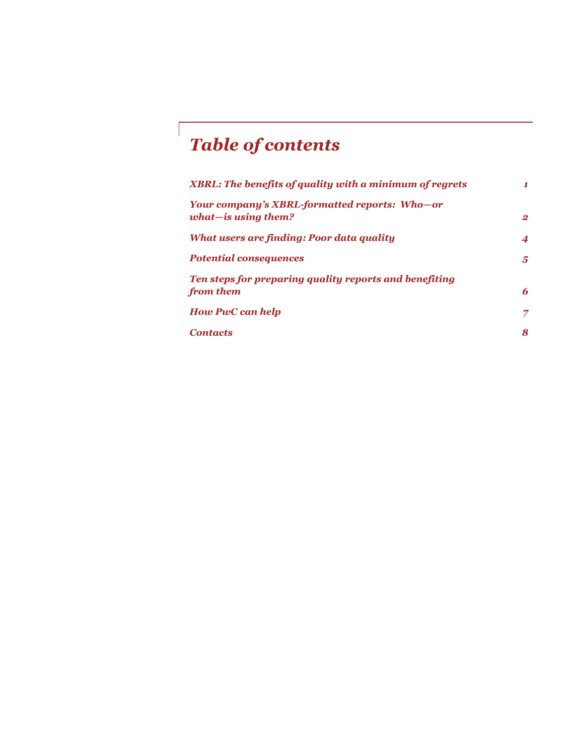# *Table of contents*

| | |
|---|---|
| ***XBRL: The benefits of quality with a minimum of regrets*** | ***1*** |
| ***Your company's XBRL-formatted reports: Who—or what—is using them?*** | ***2*** |
| ***What users are finding: Poor data quality*** | ***4*** |
| ***Potential consequences*** | ***5*** |
| ***Ten steps for preparing quality reports and benefiting from them*** | ***6*** |
| ***How PwC can help*** | ***7*** |
| ***Contacts*** | ***8*** |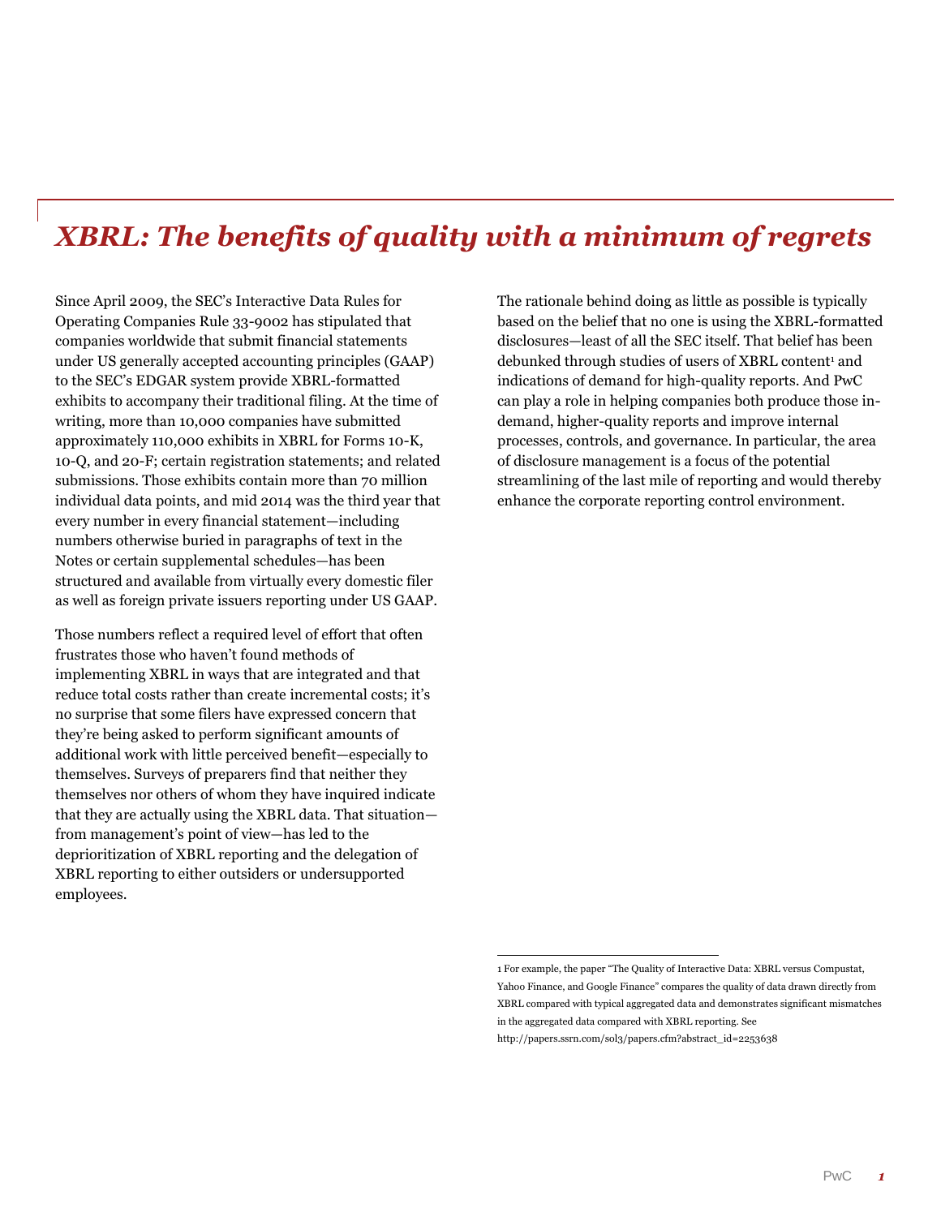# *XBRL: The benefits of quality with a minimum of regrets*

Since April 2009, the SEC's Interactive Data Rules for Operating Companies Rule 33-9002 has stipulated that companies worldwide that submit financial statements under US generally accepted accounting principles (GAAP) to the SEC's EDGAR system provide XBRL-formatted exhibits to accompany their traditional filing. At the time of writing, more than 10,000 companies have submitted approximately 110,000 exhibits in XBRL for Forms 10-K, 10-Q, and 20-F; certain registration statements; and related submissions. Those exhibits contain more than 70 million individual data points, and mid 2014 was the third year that every number in every financial statement—including numbers otherwise buried in paragraphs of text in the Notes or certain supplemental schedules—has been structured and available from virtually every domestic filer as well as foreign private issuers reporting under US GAAP.

Those numbers reflect a required level of effort that often frustrates those who haven't found methods of implementing XBRL in ways that are integrated and that reduce total costs rather than create incremental costs; it's no surprise that some filers have expressed concern that they're being asked to perform significant amounts of additional work with little perceived benefit—especially to themselves. Surveys of preparers find that neither they themselves nor others of whom they have inquired indicate that they are actually using the XBRL data. That situation—from management's point of view—has led to the deprioritization of XBRL reporting and the delegation of XBRL reporting to either outsiders or undersupported employees.

The rationale behind doing as little as possible is typically based on the belief that no one is using the XBRL-formatted disclosures—least of all the SEC itself. That belief has been debunked through studies of users of XBRL content[1] and indications of demand for high-quality reports. And PwC can play a role in helping companies both produce those in-demand, higher-quality reports and improve internal processes, controls, and governance. In particular, the area of disclosure management is a focus of the potential streamlining of the last mile of reporting and would thereby enhance the corporate reporting control environment.

---

1 For example, the paper "The Quality of Interactive Data: XBRL versus Compustat, Yahoo Finance, and Google Finance" compares the quality of data drawn directly from XBRL compared with typical aggregated data and demonstrates significant mismatches in the aggregated data compared with XBRL reporting. See http://papers.ssrn.com/sol3/papers.cfm?abstract_id=2253638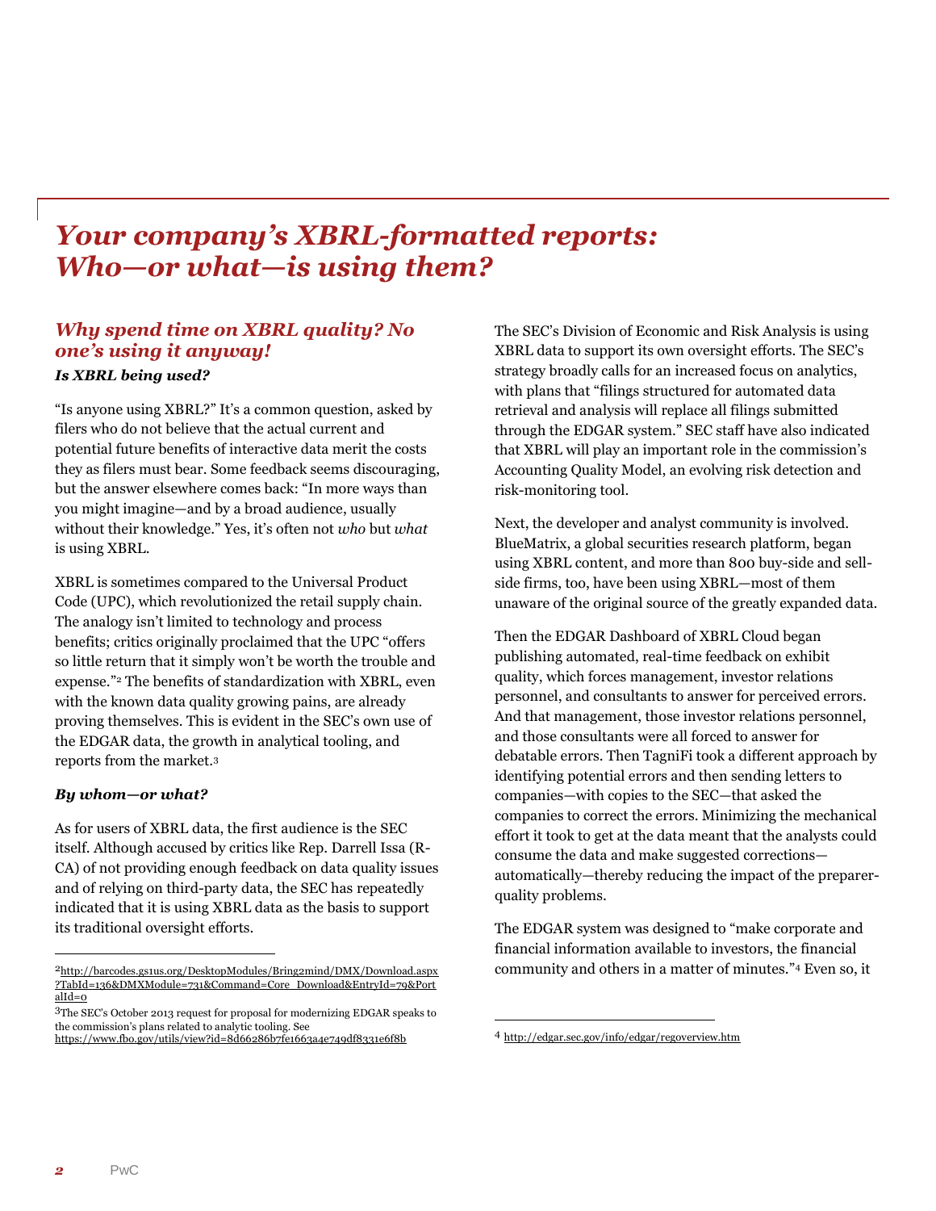# *Your company's XBRL-formatted reports: Who—or what—is using them?*

## *Why spend time on XBRL quality? No one's using it anyway!*

### *Is XBRL being used?*

"Is anyone using XBRL?" It's a common question, asked by filers who do not believe that the actual current and potential future benefits of interactive data merit the costs they as filers must bear. Some feedback seems discouraging, but the answer elsewhere comes back: "In more ways than you might imagine—and by a broad audience, usually without their knowledge." Yes, it's often not *who* but *what* is using XBRL.

XBRL is sometimes compared to the Universal Product Code (UPC), which revolutionized the retail supply chain. The analogy isn't limited to technology and process benefits; critics originally proclaimed that the UPC "offers so little return that it simply won't be worth the trouble and expense."[2] The benefits of standardization with XBRL, even with the known data quality growing pains, are already proving themselves. This is evident in the SEC's own use of the EDGAR data, the growth in analytical tooling, and reports from the market.[3]

### *By whom—or what?*

As for users of XBRL data, the first audience is the SEC itself. Although accused by critics like Rep. Darrell Issa (R-CA) of not providing enough feedback on data quality issues and of relying on third-party data, the SEC has repeatedly indicated that it is using XBRL data as the basis to support its traditional oversight efforts.

The SEC's Division of Economic and Risk Analysis is using XBRL data to support its own oversight efforts. The SEC's strategy broadly calls for an increased focus on analytics, with plans that "filings structured for automated data retrieval and analysis will replace all filings submitted through the EDGAR system." SEC staff have also indicated that XBRL will play an important role in the commission's Accounting Quality Model, an evolving risk detection and risk-monitoring tool.

Next, the developer and analyst community is involved. BlueMatrix, a global securities research platform, began using XBRL content, and more than 800 buy-side and sell-side firms, too, have been using XBRL—most of them unaware of the original source of the greatly expanded data.

Then the EDGAR Dashboard of XBRL Cloud began publishing automated, real-time feedback on exhibit quality, which forces management, investor relations personnel, and consultants to answer for perceived errors. And that management, those investor relations personnel, and those consultants were all forced to answer for debatable errors. Then TagniFi took a different approach by identifying potential errors and then sending letters to companies—with copies to the SEC—that asked the companies to correct the errors. Minimizing the mechanical effort it took to get at the data meant that the analysts could consume the data and make suggested corrections—automatically—thereby reducing the impact of the preparer-quality problems.

The EDGAR system was designed to "make corporate and financial information available to investors, the financial community and others in a matter of minutes."[4] Even so, it

---

[2] http://barcodes.gs1us.org/DesktopModules/Bring2mind/DMX/Download.aspx?TabId=136&DMXModule=731&Command=Core_Download&EntryId=79&PortalId=0

[3] The SEC's October 2013 request for proposal for modernizing EDGAR speaks to the commission's plans related to analytic tooling. See https://www.fbo.gov/utils/view?id=8d66286b7fe1663a4e749df8331e6f8b

[4] http://edgar.sec.gov/info/edgar/regoverview.htm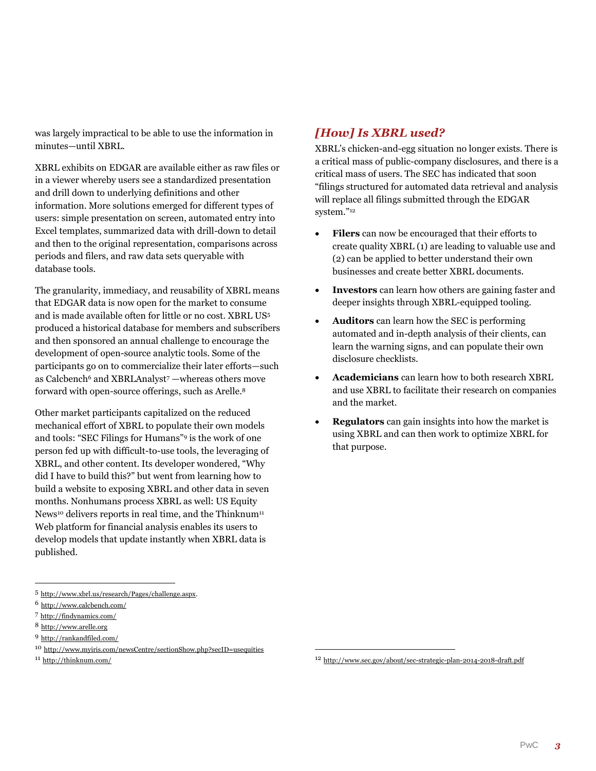was largely impractical to be able to use the information in minutes—until XBRL.

XBRL exhibits on EDGAR are available either as raw files or in a viewer whereby users see a standardized presentation and drill down to underlying definitions and other information. More solutions emerged for different types of users: simple presentation on screen, automated entry into Excel templates, summarized data with drill-down to detail and then to the original representation, comparisons across periods and filers, and raw data sets queryable with database tools.

The granularity, immediacy, and reusability of XBRL means that EDGAR data is now open for the market to consume and is made available often for little or no cost. XBRL US[5] produced a historical database for members and subscribers and then sponsored an annual challenge to encourage the development of open-source analytic tools. Some of the participants go on to commercialize their later efforts—such as Calcbench[6] and XBRLAnalyst[7] —whereas others move forward with open-source offerings, such as Arelle.[8]

Other market participants capitalized on the reduced mechanical effort of XBRL to populate their own models and tools: "SEC Filings for Humans"[9] is the work of one person fed up with difficult-to-use tools, the leveraging of XBRL, and other content. Its developer wondered, "Why did I have to build this?" but went from learning how to build a website to exposing XBRL and other data in seven months. Nonhumans process XBRL as well: US Equity News[10] delivers reports in real time, and the Thinknum[11] Web platform for financial analysis enables its users to develop models that update instantly when XBRL data is published.

## *[How] Is XBRL used?*

XBRL's chicken-and-egg situation no longer exists. There is a critical mass of public-company disclosures, and there is a critical mass of users. The SEC has indicated that soon "filings structured for automated data retrieval and analysis will replace all filings submitted through the EDGAR system."[12]

- **Filers** can now be encouraged that their efforts to create quality XBRL (1) are leading to valuable use and (2) can be applied to better understand their own businesses and create better XBRL documents.
- **Investors** can learn how others are gaining faster and deeper insights through XBRL-equipped tooling.
- **Auditors** can learn how the SEC is performing automated and in-depth analysis of their clients, can learn the warning signs, and can populate their own disclosure checklists.
- **Academicians** can learn how to both research XBRL and use XBRL to facilitate their research on companies and the market.
- **Regulators** can gain insights into how the market is using XBRL and can then work to optimize XBRL for that purpose.

---

5 http://www.xbrl.us/research/Pages/challenge.aspx.

6 http://www.calcbench.com/

7 http://findynamics.com/

8 http://www.arelle.org

9 http://rankandfiled.com/

10 http://www.myiris.com/newsCentre/sectionShow.php?secID=usequities

11 http://thinknum.com/

12 http://www.sec.gov/about/sec-strategic-plan-2014-2018-draft.pdf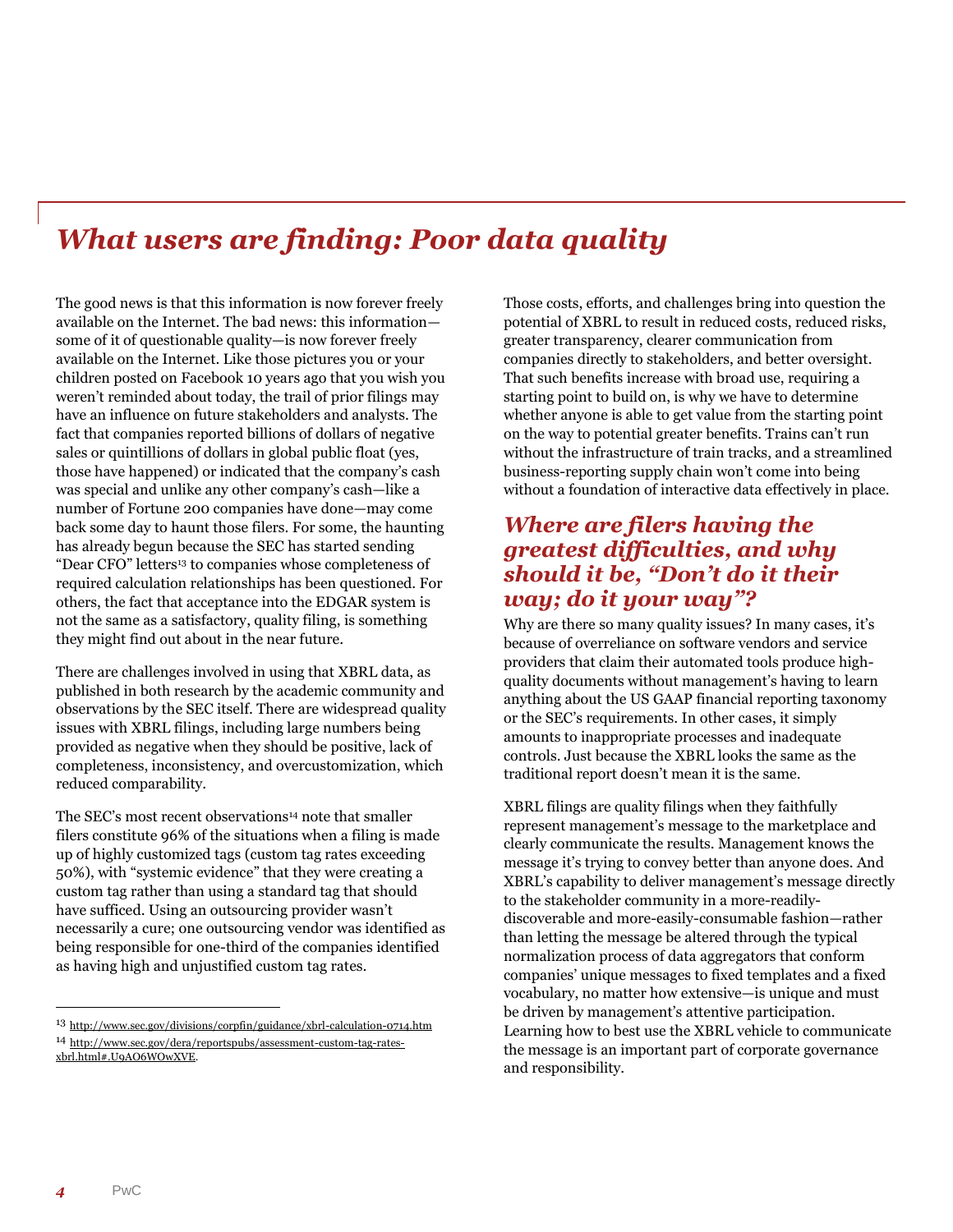# What users are finding: Poor data quality

The good news is that this information is now forever freely available on the Internet. The bad news: this information—some of it of questionable quality—is now forever freely available on the Internet. Like those pictures you or your children posted on Facebook 10 years ago that you wish you weren't reminded about today, the trail of prior filings may have an influence on future stakeholders and analysts. The fact that companies reported billions of dollars of negative sales or quintillions of dollars in global public float (yes, those have happened) or indicated that the company's cash was special and unlike any other company's cash—like a number of Fortune 200 companies have done—may come back some day to haunt those filers. For some, the haunting has already begun because the SEC has started sending "Dear CFO" letters[13] to companies whose completeness of required calculation relationships has been questioned. For others, the fact that acceptance into the EDGAR system is not the same as a satisfactory, quality filing, is something they might find out about in the near future.

There are challenges involved in using that XBRL data, as published in both research by the academic community and observations by the SEC itself. There are widespread quality issues with XBRL filings, including large numbers being provided as negative when they should be positive, lack of completeness, inconsistency, and overcustomization, which reduced comparability.

The SEC's most recent observations[14] note that smaller filers constitute 96% of the situations when a filing is made up of highly customized tags (custom tag rates exceeding 50%), with "systemic evidence" that they were creating a custom tag rather than using a standard tag that should have sufficed. Using an outsourcing provider wasn't necessarily a cure; one outsourcing vendor was identified as being responsible for one-third of the companies identified as having high and unjustified custom tag rates.

Those costs, efforts, and challenges bring into question the potential of XBRL to result in reduced costs, reduced risks, greater transparency, clearer communication from companies directly to stakeholders, and better oversight. That such benefits increase with broad use, requiring a starting point to build on, is why we have to determine whether anyone is able to get value from the starting point on the way to potential greater benefits. Trains can't run without the infrastructure of train tracks, and a streamlined business-reporting supply chain won't come into being without a foundation of interactive data effectively in place.

## Where are filers having the greatest difficulties, and why should it be, "Don't do it their way; do it your way"?

Why are there so many quality issues? In many cases, it's because of overreliance on software vendors and service providers that claim their automated tools produce high-quality documents without management's having to learn anything about the US GAAP financial reporting taxonomy or the SEC's requirements. In other cases, it simply amounts to inappropriate processes and inadequate controls. Just because the XBRL looks the same as the traditional report doesn't mean it is the same.

XBRL filings are quality filings when they faithfully represent management's message to the marketplace and clearly communicate the results. Management knows the message it's trying to convey better than anyone does. And XBRL's capability to deliver management's message directly to the stakeholder community in a more-readily-discoverable and more-easily-consumable fashion—rather than letting the message be altered through the typical normalization process of data aggregators that conform companies' unique messages to fixed templates and a fixed vocabulary, no matter how extensive—is unique and must be driven by management's attentive participation. Learning how to best use the XBRL vehicle to communicate the message is an important part of corporate governance and responsibility.

---

13 http://www.sec.gov/divisions/corpfin/guidance/xbrl-calculation-0714.htm

14 http://www.sec.gov/dera/reportspubs/assessment-custom-tag-rates-xbrl.html#.U9AO6WOwXVE.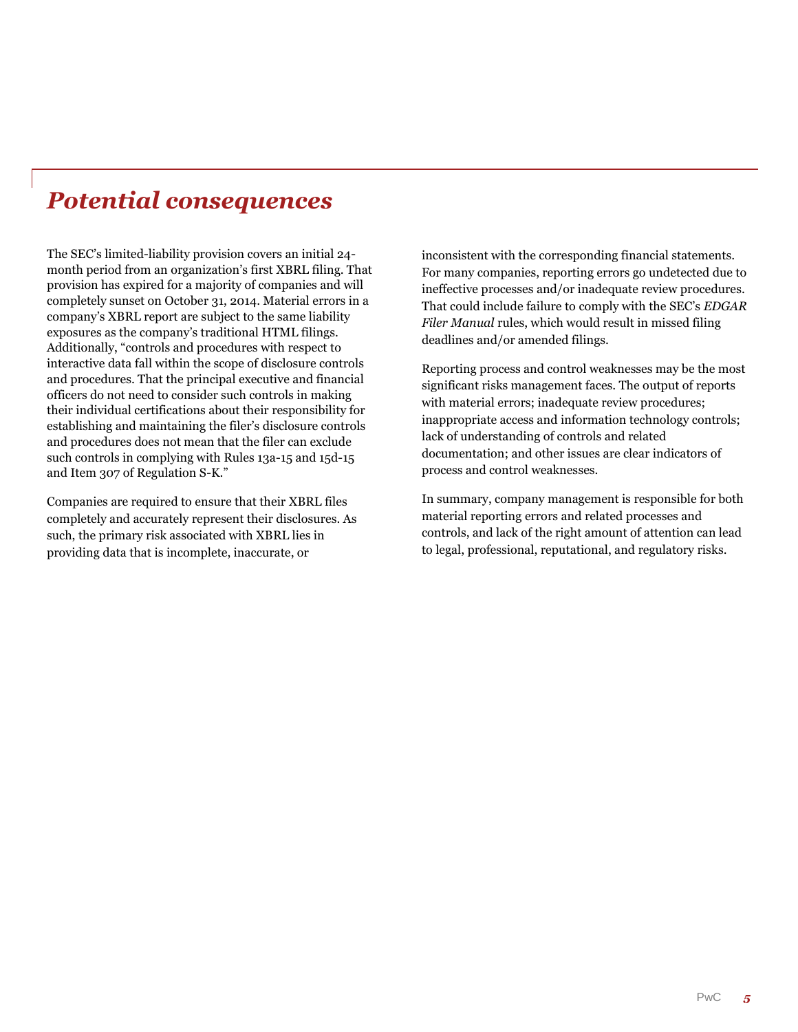## *Potential consequences*

The SEC's limited-liability provision covers an initial 24-month period from an organization's first XBRL filing. That provision has expired for a majority of companies and will completely sunset on October 31, 2014. Material errors in a company's XBRL report are subject to the same liability exposures as the company's traditional HTML filings. Additionally, "controls and procedures with respect to interactive data fall within the scope of disclosure controls and procedures. That the principal executive and financial officers do not need to consider such controls in making their individual certifications about their responsibility for establishing and maintaining the filer's disclosure controls and procedures does not mean that the filer can exclude such controls in complying with Rules 13a-15 and 15d-15 and Item 307 of Regulation S-K."

Companies are required to ensure that their XBRL files completely and accurately represent their disclosures. As such, the primary risk associated with XBRL lies in providing data that is incomplete, inaccurate, or inconsistent with the corresponding financial statements. For many companies, reporting errors go undetected due to ineffective processes and/or inadequate review procedures. That could include failure to comply with the SEC's *EDGAR Filer Manual* rules, which would result in missed filing deadlines and/or amended filings.

Reporting process and control weaknesses may be the most significant risks management faces. The output of reports with material errors; inadequate review procedures; inappropriate access and information technology controls; lack of understanding of controls and related documentation; and other issues are clear indicators of process and control weaknesses.

In summary, company management is responsible for both material reporting errors and related processes and controls, and lack of the right amount of attention can lead to legal, professional, reputational, and regulatory risks.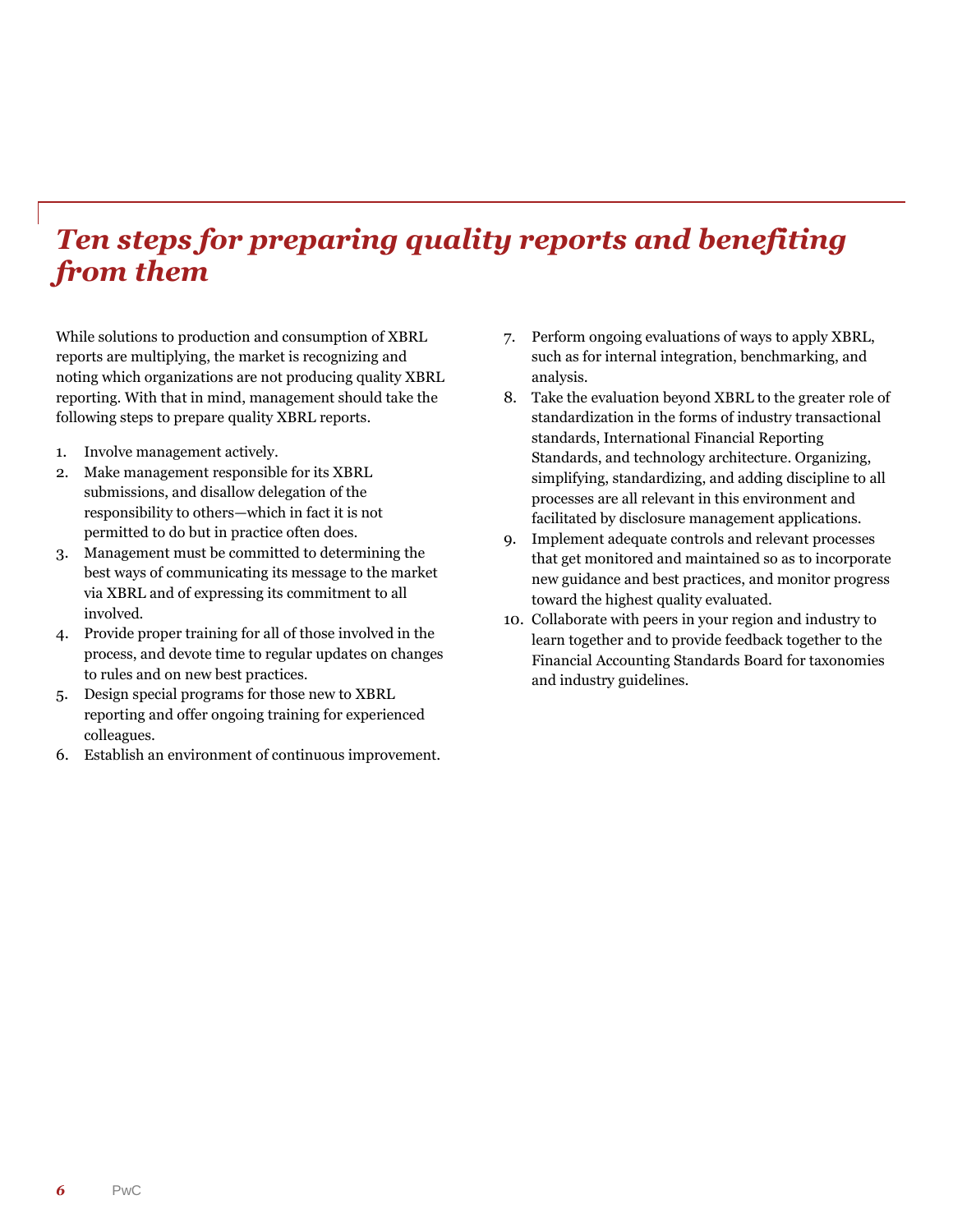# *Ten steps for preparing quality reports and benefiting from them*

While solutions to production and consumption of XBRL reports are multiplying, the market is recognizing and noting which organizations are not producing quality XBRL reporting. With that in mind, management should take the following steps to prepare quality XBRL reports.

1. Involve management actively.
2. Make management responsible for its XBRL submissions, and disallow delegation of the responsibility to others—which in fact it is not permitted to do but in practice often does.
3. Management must be committed to determining the best ways of communicating its message to the market via XBRL and of expressing its commitment to all involved.
4. Provide proper training for all of those involved in the process, and devote time to regular updates on changes to rules and on new best practices.
5. Design special programs for those new to XBRL reporting and offer ongoing training for experienced colleagues.
6. Establish an environment of continuous improvement.
7. Perform ongoing evaluations of ways to apply XBRL, such as for internal integration, benchmarking, and analysis.
8. Take the evaluation beyond XBRL to the greater role of standardization in the forms of industry transactional standards, International Financial Reporting Standards, and technology architecture. Organizing, simplifying, standardizing, and adding discipline to all processes are all relevant in this environment and facilitated by disclosure management applications.
9. Implement adequate controls and relevant processes that get monitored and maintained so as to incorporate new guidance and best practices, and monitor progress toward the highest quality evaluated.
10. Collaborate with peers in your region and industry to learn together and to provide feedback together to the Financial Accounting Standards Board for taxonomies and industry guidelines.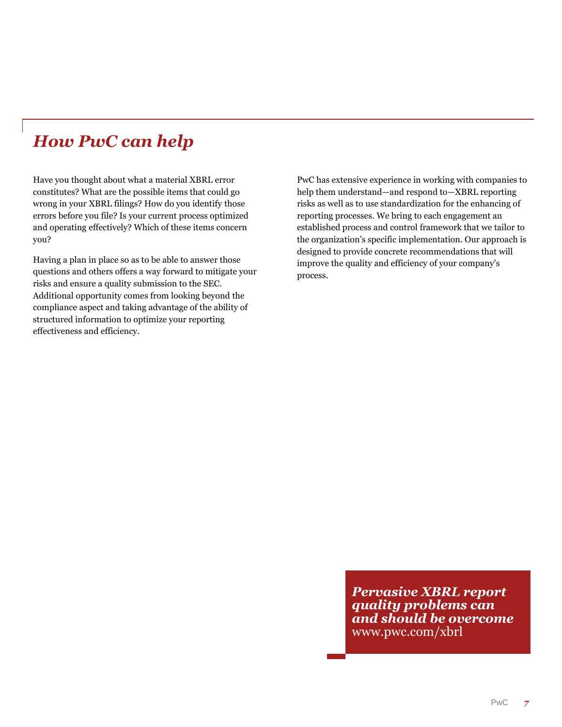## *How PwC can help*

Have you thought about what a material XBRL error constitutes? What are the possible items that could go wrong in your XBRL filings? How do you identify those errors before you file? Is your current process optimized and operating effectively? Which of these items concern you?

Having a plan in place so as to be able to answer those questions and others offers a way forward to mitigate your risks and ensure a quality submission to the SEC. Additional opportunity comes from looking beyond the compliance aspect and taking advantage of the ability of structured information to optimize your reporting effectiveness and efficiency.

PwC has extensive experience in working with companies to help them understand—and respond to—XBRL reporting risks as well as to use standardization for the enhancing of reporting processes. We bring to each engagement an established process and control framework that we tailor to the organization's specific implementation. Our approach is designed to provide concrete recommendations that will improve the quality and efficiency of your company's process.

***Pervasive XBRL report quality problems can and should be overcome***
www.pwc.com/xbrl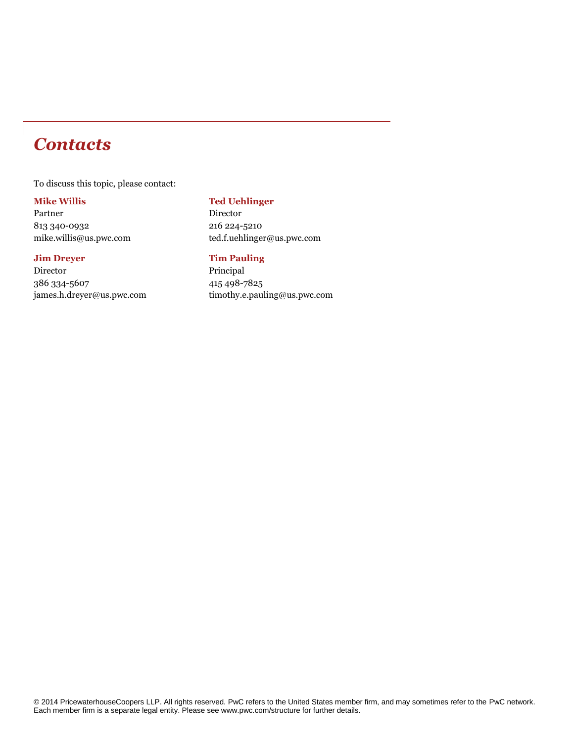## *Contacts*

To discuss this topic, please contact:

**Mike Willis**
Partner
813 340-0932
mike.willis@us.pwc.com

**Jim Dreyer**
Director
386 334-5607
james.h.dreyer@us.pwc.com

**Ted Uehlinger**
Director
216 224-5210
ted.f.uehlinger@us.pwc.com

**Tim Pauling**
Principal
415 498-7825
timothy.e.pauling@us.pwc.com

© 2014 PricewaterhouseCoopers LLP. All rights reserved. PwC refers to the United States member firm, and may sometimes refer to the PwC network. Each member firm is a separate legal entity. Please see www.pwc.com/structure for further details.